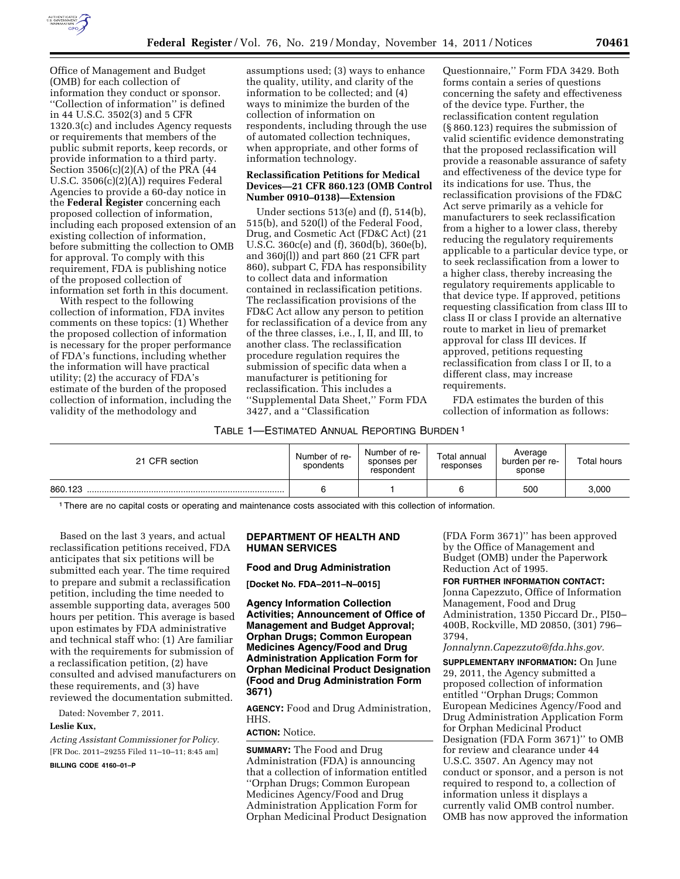Office of Management and Budget (OMB) for each collection of information they conduct or sponsor. ''Collection of information'' is defined in 44 U.S.C. 3502(3) and 5 CFR 1320.3(c) and includes Agency requests or requirements that members of the public submit reports, keep records, or provide information to a third party. Section 3506(c)(2)(A) of the PRA (44 U.S.C. 3506(c)(2)(A)) requires Federal Agencies to provide a 60-day notice in the **Federal Register** concerning each proposed collection of information, including each proposed extension of an existing collection of information, before submitting the collection to OMB for approval. To comply with this requirement, FDA is publishing notice of the proposed collection of information set forth in this document.

With respect to the following collection of information, FDA invites comments on these topics: (1) Whether the proposed collection of information is necessary for the proper performance of FDA's functions, including whether the information will have practical utility; (2) the accuracy of FDA's estimate of the burden of the proposed collection of information, including the validity of the methodology and assumptions used; (3) ways to enhance the quality, utility, and clarity of the information to be collected; and (4) ways to minimize the burden of the collection of information on respondents, including through the use of automated collection techniques, when appropriate, and other forms of information technology.

**Reclassification Petitions for Medical Devices—21 CFR 860.123 (OMB Control Number 0910–0138)—Extension**

Under sections 513(e) and (f), 514(b), 515(b), and 520(l) of the Federal Food, Drug, and Cosmetic Act (FD&C Act) (21 U.S.C. 360c(e) and (f), 360d(b), 360e(b), and 360j(l)) and part 860 (21 CFR part 860), subpart C, FDA has responsibility to collect data and information contained in reclassification petitions. The reclassification provisions of the FD&C Act allow any person to petition for reclassification of a device from any of the three classes, i.e., I, II, and III, to another class. The reclassification procedure regulation requires the submission of specific data when a manufacturer is petitioning for reclassification. This includes a ''Supplemental Data Sheet,'' Form FDA 3427, and a ''Classification Questionnaire,'' Form FDA 3429. Both forms contain a series of questions concerning the safety and effectiveness of the device type. Further, the reclassification content regulation (§ 860.123) requires the submission of valid scientific evidence demonstrating that the proposed reclassification will provide a reasonable assurance of safety and effectiveness of the device type for its indications for use. Thus, the reclassification provisions of the FD&C Act serve primarily as a vehicle for manufacturers to seek reclassification from a higher to a lower class, thereby reducing the regulatory requirements applicable to a particular device type, or to seek reclassification from a lower to a higher class, thereby increasing the regulatory requirements applicable to that device type. If approved, petitions requesting classification from class III to class II or class I provide an alternative route to market in lieu of premarket approval for class III devices. If approved, petitions requesting reclassification from class I or II, to a different class, may increase requirements.

FDA estimates the burden of this collection of information as follows:

TABLE 1—ESTIMATED ANNUAL REPORTING BURDEN [1]

| 21 CFR section | Number of respondents | Number of responses per respondent | Total annual responses | Average burden per response | Total hours |
|---|---|---|---|---|---|
| 860.123 | 6 | 1 | 6 | 500 | 3,000 |

[1] There are no capital costs or operating and maintenance costs associated with this collection of information.

Based on the last 3 years, and actual reclassification petitions received, FDA anticipates that six petitions will be submitted each year. The time required to prepare and submit a reclassification petition, including the time needed to assemble supporting data, averages 500 hours per petition. This average is based upon estimates by FDA administrative and technical staff who: (1) Are familiar with the requirements for submission of a reclassification petition, (2) have consulted and advised manufacturers on these requirements, and (3) have reviewed the documentation submitted.

Dated: November 7, 2011.

**Leslie Kux,**

*Acting Assistant Commissioner for Policy.*

[FR Doc. 2011–29255 Filed 11–10–11; 8:45 am]

**BILLING CODE 4160–01–P**

**DEPARTMENT OF HEALTH AND HUMAN SERVICES**

**Food and Drug Administration**

**[Docket No. FDA–2011–N–0015]**

**Agency Information Collection Activities; Announcement of Office of Management and Budget Approval; Orphan Drugs; Common European Medicines Agency/Food and Drug Administration Application Form for Orphan Medicinal Product Designation (Food and Drug Administration Form 3671)**

**AGENCY:** Food and Drug Administration, HHS.

**ACTION:** Notice.

**SUMMARY:** The Food and Drug Administration (FDA) is announcing that a collection of information entitled ''Orphan Drugs; Common European Medicines Agency/Food and Drug Administration Application Form for Orphan Medicinal Product Designation (FDA Form 3671)'' has been approved by the Office of Management and Budget (OMB) under the Paperwork Reduction Act of 1995.

**FOR FURTHER INFORMATION CONTACT:** Jonna Capezzuto, Office of Information Management, Food and Drug Administration, 1350 Piccard Dr., PI50–400B, Rockville, MD 20850, (301) 796–3794, *Jonnalynn.Capezzuto@fda.hhs.gov.*

**SUPPLEMENTARY INFORMATION:** On June 29, 2011, the Agency submitted a proposed collection of information entitled ''Orphan Drugs; Common European Medicines Agency/Food and Drug Administration Application Form for Orphan Medicinal Product Designation (FDA Form 3671)'' to OMB for review and clearance under 44 U.S.C. 3507. An Agency may not conduct or sponsor, and a person is not required to respond to, a collection of information unless it displays a currently valid OMB control number. OMB has now approved the information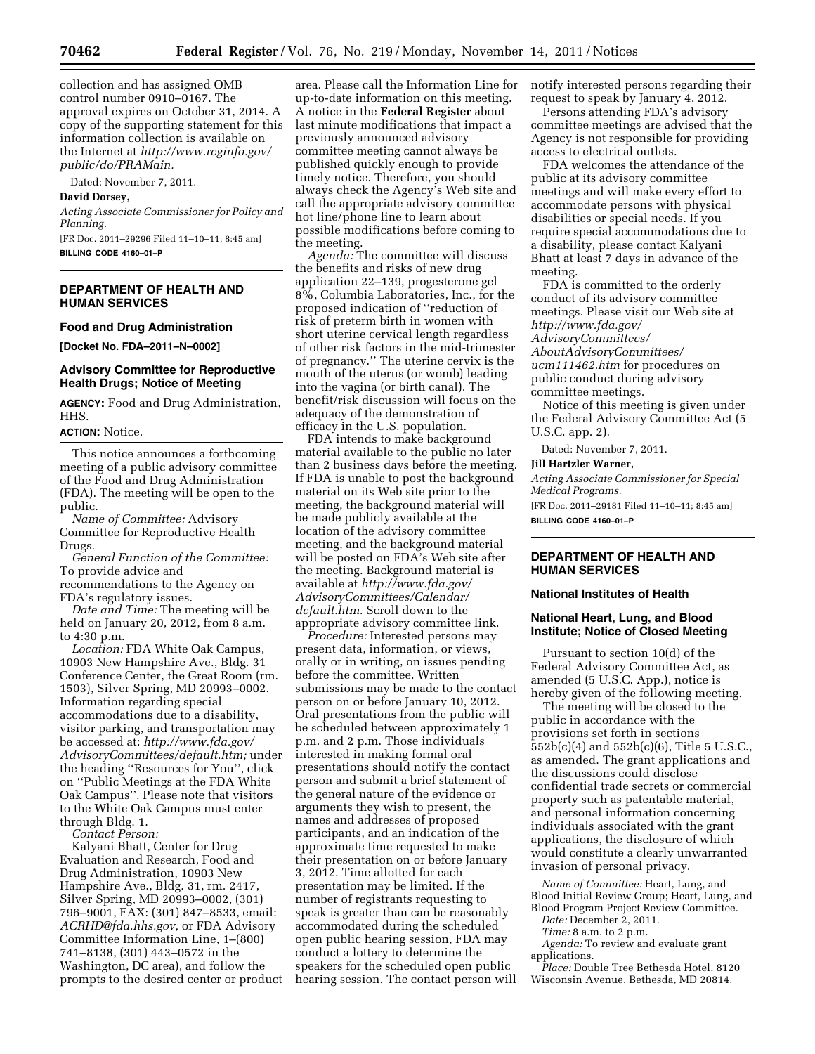collection and has assigned OMB control number 0910–0167. The approval expires on October 31, 2014. A copy of the supporting statement for this information collection is available on the Internet at *http://www.reginfo.gov/public/do/PRAMain.*

Dated: November 7, 2011.

**David Dorsey,**

*Acting Associate Commissioner for Policy and Planning.*

[FR Doc. 2011–29296 Filed 11–10–11; 8:45 am]

**BILLING CODE 4160–01–P**

## DEPARTMENT OF HEALTH AND HUMAN SERVICES

### Food and Drug Administration

**[Docket No. FDA–2011–N–0002]**

### Advisory Committee for Reproductive Health Drugs; Notice of Meeting

**AGENCY:** Food and Drug Administration, HHS.

**ACTION:** Notice.

This notice announces a forthcoming meeting of a public advisory committee of the Food and Drug Administration (FDA). The meeting will be open to the public.

*Name of Committee:* Advisory Committee for Reproductive Health Drugs.

*General Function of the Committee:* To provide advice and recommendations to the Agency on FDA's regulatory issues.

*Date and Time:* The meeting will be held on January 20, 2012, from 8 a.m. to 4:30 p.m.

*Location:* FDA White Oak Campus, 10903 New Hampshire Ave., Bldg. 31 Conference Center, the Great Room (rm. 1503), Silver Spring, MD 20993–0002. Information regarding special accommodations due to a disability, visitor parking, and transportation may be accessed at: *http://www.fda.gov/AdvisoryCommittees/default.htm;* under the heading "Resources for You", click on "Public Meetings at the FDA White Oak Campus". Please note that visitors to the White Oak Campus must enter through Bldg. 1.

*Contact Person:*

Kalyani Bhatt, Center for Drug Evaluation and Research, Food and Drug Administration, 10903 New Hampshire Ave., Bldg. 31, rm. 2417, Silver Spring, MD 20993–0002, (301) 796–9001, FAX: (301) 847–8533, email: *ACRHD@fda.hhs.gov,* or FDA Advisory Committee Information Line, 1–(800) 741–8138, (301) 443–0572 in the Washington, DC area), and follow the prompts to the desired center or product area. Please call the Information Line for up-to-date information on this meeting. A notice in the **Federal Register** about last minute modifications that impact a previously announced advisory committee meeting cannot always be published quickly enough to provide timely notice. Therefore, you should always check the Agency's Web site and call the appropriate advisory committee hot line/phone line to learn about possible modifications before coming to the meeting.

*Agenda:* The committee will discuss the benefits and risks of new drug application 22–139, progesterone gel 8%, Columbia Laboratories, Inc., for the proposed indication of "reduction of risk of preterm birth in women with short uterine cervical length regardless of other risk factors in the mid-trimester of pregnancy." The uterine cervix is the mouth of the uterus (or womb) leading into the vagina (or birth canal). The benefit/risk discussion will focus on the adequacy of the demonstration of efficacy in the U.S. population.

FDA intends to make background material available to the public no later than 2 business days before the meeting. If FDA is unable to post the background material on its Web site prior to the meeting, the background material will be made publicly available at the location of the advisory committee meeting, and the background material will be posted on FDA's Web site after the meeting. Background material is available at *http://www.fda.gov/AdvisoryCommittees/Calendar/default.htm.* Scroll down to the appropriate advisory committee link.

*Procedure:* Interested persons may present data, information, or views, orally or in writing, on issues pending before the committee. Written submissions may be made to the contact person on or before January 10, 2012. Oral presentations from the public will be scheduled between approximately 1 p.m. and 2 p.m. Those individuals interested in making formal oral presentations should notify the contact person and submit a brief statement of the general nature of the evidence or arguments they wish to present, the names and addresses of proposed participants, and an indication of the approximate time requested to make their presentation on or before January 3, 2012. Time allotted for each presentation may be limited. If the number of registrants requesting to speak is greater than can be reasonably accommodated during the scheduled open public hearing session, FDA may conduct a lottery to determine the speakers for the scheduled open public hearing session. The contact person will notify interested persons regarding their request to speak by January 4, 2012.

Persons attending FDA's advisory committee meetings are advised that the Agency is not responsible for providing access to electrical outlets.

FDA welcomes the attendance of the public at its advisory committee meetings and will make every effort to accommodate persons with physical disabilities or special needs. If you require special accommodations due to a disability, please contact Kalyani Bhatt at least 7 days in advance of the meeting.

FDA is committed to the orderly conduct of its advisory committee meetings. Please visit our Web site at *http://www.fda.gov/AdvisoryCommittees/AboutAdvisoryCommittees/ucm111462.htm* for procedures on public conduct during advisory committee meetings.

Notice of this meeting is given under the Federal Advisory Committee Act (5 U.S.C. app. 2).

Dated: November 7, 2011.

**Jill Hartzler Warner,**

*Acting Associate Commissioner for Special Medical Programs.*

[FR Doc. 2011–29181 Filed 11–10–11; 8:45 am]

**BILLING CODE 4160–01–P**

## DEPARTMENT OF HEALTH AND HUMAN SERVICES

### National Institutes of Health

### National Heart, Lung, and Blood Institute; Notice of Closed Meeting

Pursuant to section 10(d) of the Federal Advisory Committee Act, as amended (5 U.S.C. App.), notice is hereby given of the following meeting.

The meeting will be closed to the public in accordance with the provisions set forth in sections 552b(c)(4) and 552b(c)(6), Title 5 U.S.C., as amended. The grant applications and the discussions could disclose confidential trade secrets or commercial property such as patentable material, and personal information concerning individuals associated with the grant applications, the disclosure of which would constitute a clearly unwarranted invasion of personal privacy.

*Name of Committee:* Heart, Lung, and Blood Initial Review Group; Heart, Lung, and Blood Program Project Review Committee.

*Date:* December 2, 2011.

*Time:* 8 a.m. to 2 p.m.

*Agenda:* To review and evaluate grant applications.

*Place:* Double Tree Bethesda Hotel, 8120 Wisconsin Avenue, Bethesda, MD 20814.